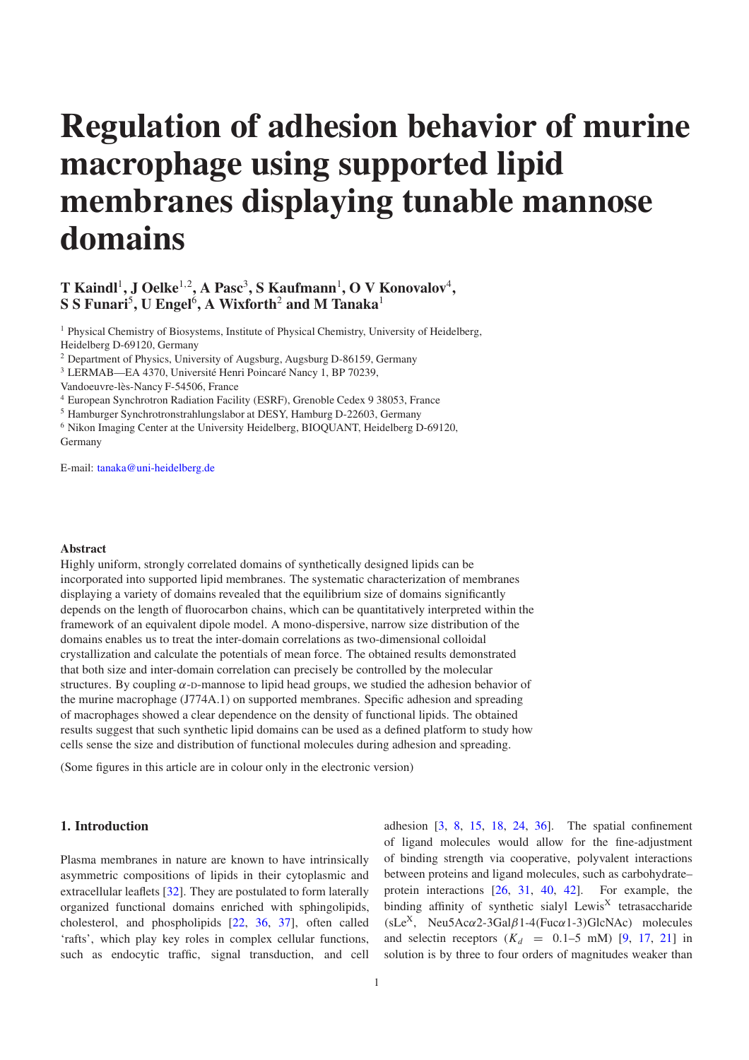# Regulation of adhesion behavior of murine macrophage using supported lipid membranes displaying tunable mannose domains

**T Kaindl[1], J Oelke[1,2], A Pasc[3], S Kaufmann[1], O V Konovalov[4], S S Funari[5], U Engel[6], A Wixforth[2] and M Tanaka[1]**

[1] Physical Chemistry of Biosystems, Institute of Physical Chemistry, University of Heidelberg, Heidelberg D-69120, Germany

[2] Department of Physics, University of Augsburg, Augsburg D-86159, Germany

[3] LERMAB—EA 4370, Université Henri Poincaré Nancy 1, BP 70239, Vandoeuvre-lès-Nancy F-54506, France

[4] European Synchrotron Radiation Facility (ESRF), Grenoble Cedex 9 38053, France

[5] Hamburger Synchrotronstrahlungslabor at DESY, Hamburg D-22603, Germany

[6] Nikon Imaging Center at the University Heidelberg, BIOQUANT, Heidelberg D-69120, Germany

E-mail: tanaka@uni-heidelberg.de

**Abstract**

Highly uniform, strongly correlated domains of synthetically designed lipids can be incorporated into supported lipid membranes. The systematic characterization of membranes displaying a variety of domains revealed that the equilibrium size of domains significantly depends on the length of fluorocarbon chains, which can be quantitatively interpreted within the framework of an equivalent dipole model. A mono-dispersive, narrow size distribution of the domains enables us to treat the inter-domain correlations as two-dimensional colloidal crystallization and calculate the potentials of mean force. The obtained results demonstrated that both size and inter-domain correlation can precisely be controlled by the molecular structures. By coupling $\alpha$-D-mannose to lipid head groups, we studied the adhesion behavior of the murine macrophage (J774A.1) on supported membranes. Specific adhesion and spreading of macrophages showed a clear dependence on the density of functional lipids. The obtained results suggest that such synthetic lipid domains can be used as a defined platform to study how cells sense the size and distribution of functional molecules during adhesion and spreading.

(Some figures in this article are in colour only in the electronic version)

## 1. Introduction

Plasma membranes in nature are known to have intrinsically asymmetric compositions of lipids in their cytoplasmic and extracellular leaflets [32]. They are postulated to form laterally organized functional domains enriched with sphingolipids, cholesterol, and phospholipids [22, 36, 37], often called 'rafts', which play key roles in complex cellular functions, such as endocytic traffic, signal transduction, and cell adhesion [3, 8, 15, 18, 24, 36]. The spatial confinement of ligand molecules would allow for the fine-adjustment of binding strength via cooperative, polyvalent interactions between proteins and ligand molecules, such as carbohydrate–protein interactions [26, 31, 40, 42]. For example, the binding affinity of synthetic sialyl Lewis$^{X}$ tetrasaccharide (sLe$^{X}$, Neu5Ac$\alpha$2-3Gal$\beta$1-4(Fuc$\alpha$1-3)GlcNAc) molecules and selectin receptors ($K_d$ = 0.1–5 mM) [9, 17, 21] in solution is by three to four orders of magnitudes weaker than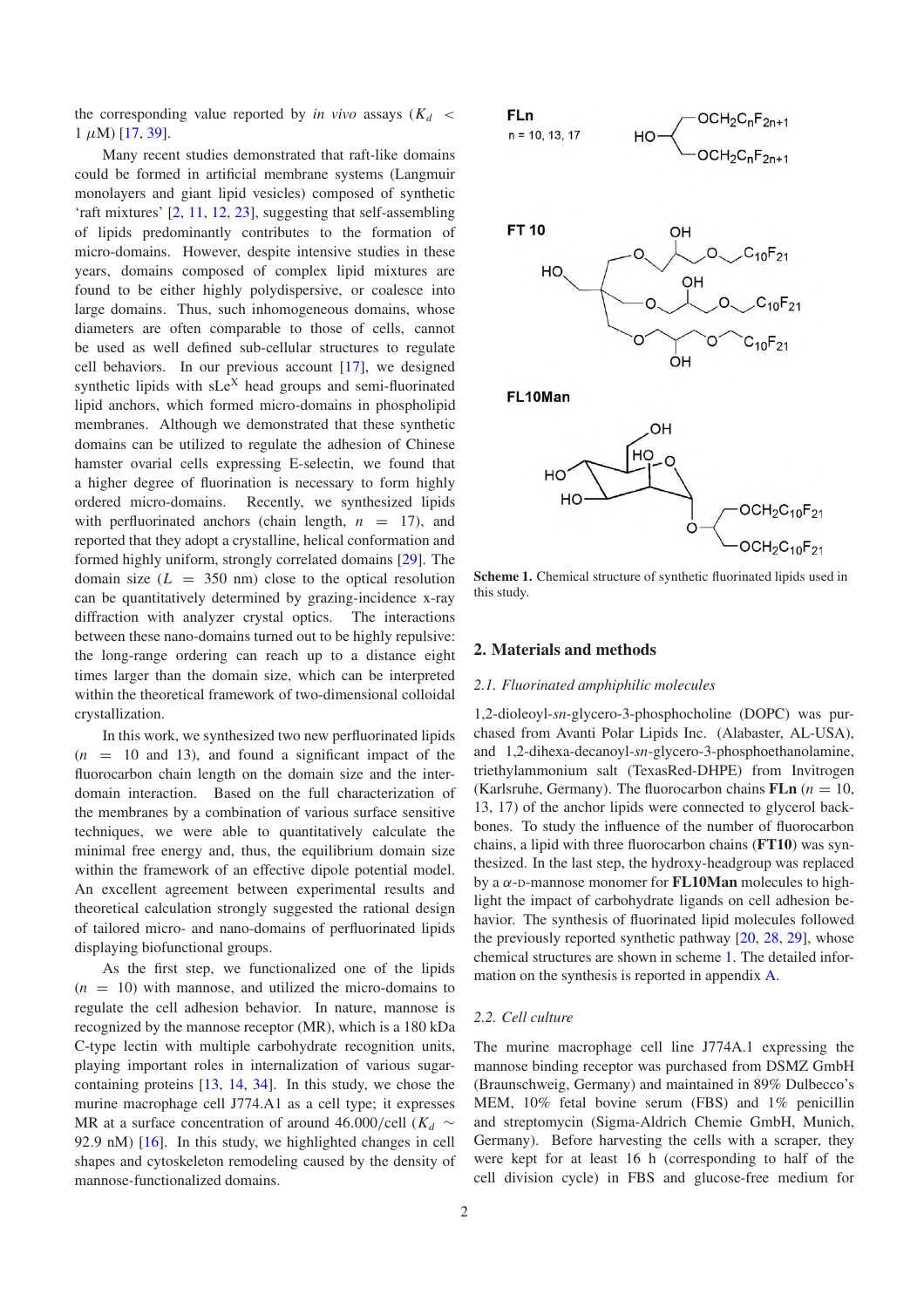the corresponding value reported by *in vivo* assays ($K_d$ < 1 $\mu$M) [17, 39].

Many recent studies demonstrated that raft-like domains could be formed in artificial membrane systems (Langmuir monolayers and giant lipid vesicles) composed of synthetic 'raft mixtures' [2, 11, 12, 23], suggesting that self-assembling of lipids predominantly contributes to the formation of micro-domains. However, despite intensive studies in these years, domains composed of complex lipid mixtures are found to be either highly polydispersive, or coalesce into large domains. Thus, such inhomogeneous domains, whose diameters are often comparable to those of cells, cannot be used as well defined sub-cellular structures to regulate cell behaviors. In our previous account [17], we designed synthetic lipids with sLe$^X$ head groups and semi-fluorinated lipid anchors, which formed micro-domains in phospholipid membranes. Although we demonstrated that these synthetic domains can be utilized to regulate the adhesion of Chinese hamster ovarial cells expressing E-selectin, we found that a higher degree of fluorination is necessary to form highly ordered micro-domains. Recently, we synthesized lipids with perfluorinated anchors (chain length, $n$ = 17), and reported that they adopt a crystalline, helical conformation and formed highly uniform, strongly correlated domains [29]. The domain size ($L$ = 350 nm) close to the optical resolution can be quantitatively determined by grazing-incidence x-ray diffraction with analyzer crystal optics. The interactions between these nano-domains turned out to be highly repulsive: the long-range ordering can reach up to a distance eight times larger than the domain size, which can be interpreted within the theoretical framework of two-dimensional colloidal crystallization.

In this work, we synthesized two new perfluorinated lipids ($n$ = 10 and 13), and found a significant impact of the fluorocarbon chain length on the domain size and the inter-domain interaction. Based on the full characterization of the membranes by a combination of various surface sensitive techniques, we were able to quantitatively calculate the minimal free energy and, thus, the equilibrium domain size within the framework of an effective dipole potential model. An excellent agreement between experimental results and theoretical calculation strongly suggested the rational design of tailored micro- and nano-domains of perfluorinated lipids displaying biofunctional groups.

As the first step, we functionalized one of the lipids ($n$ = 10) with mannose, and utilized the micro-domains to regulate the cell adhesion behavior. In nature, mannose is recognized by the mannose receptor (MR), which is a 180 kDa C-type lectin with multiple carbohydrate recognition units, playing important roles in internalization of various sugar-containing proteins [13, 14, 34]. In this study, we chose the murine macrophage cell J774.A1 as a cell type; it expresses MR at a surface concentration of around 46.000/cell ($K_d$ ~ 92.9 nM) [16]. In this study, we highlighted changes in cell shapes and cytoskeleton remodeling caused by the density of mannose-functionalized domains.

**FLn** n = 10, 13, 17 — HO–CH($OCH_2C_nF_{2n+1}$)$_2$

**FT 10**

**FL10Man**

**Scheme 1.** Chemical structure of synthetic fluorinated lipids used in this study.

## 2. Materials and methods

### *2.1. Fluorinated amphiphilic molecules*

1,2-dioleoyl-*sn*-glycero-3-phosphocholine (DOPC) was purchased from Avanti Polar Lipids Inc. (Alabaster, AL-USA), and 1,2-dihexa-decanoyl-*sn*-glycero-3-phosphoethanolamine, triethylammonium salt (TexasRed-DHPE) from Invitrogen (Karlsruhe, Germany). The fluorocarbon chains **FLn** ($n$ = 10, 13, 17) of the anchor lipids were connected to glycerol backbones. To study the influence of the number of fluorocarbon chains, a lipid with three fluorocarbon chains (**FT10**) was synthesized. In the last step, the hydroxy-headgroup was replaced by a $\alpha$-D-mannose monomer for **FL10Man** molecules to highlight the impact of carbohydrate ligands on cell adhesion behavior. The synthesis of fluorinated lipid molecules followed the previously reported synthetic pathway [20, 28, 29], whose chemical structures are shown in scheme 1. The detailed information on the synthesis is reported in appendix A.

### *2.2. Cell culture*

The murine macrophage cell line J774A.1 expressing the mannose binding receptor was purchased from DSMZ GmbH (Braunschweig, Germany) and maintained in 89% Dulbecco's MEM, 10% fetal bovine serum (FBS) and 1% penicillin and streptomycin (Sigma-Aldrich Chemie GmbH, Munich, Germany). Before harvesting the cells with a scraper, they were kept for at least 16 h (corresponding to half of the cell division cycle) in FBS and glucose-free medium for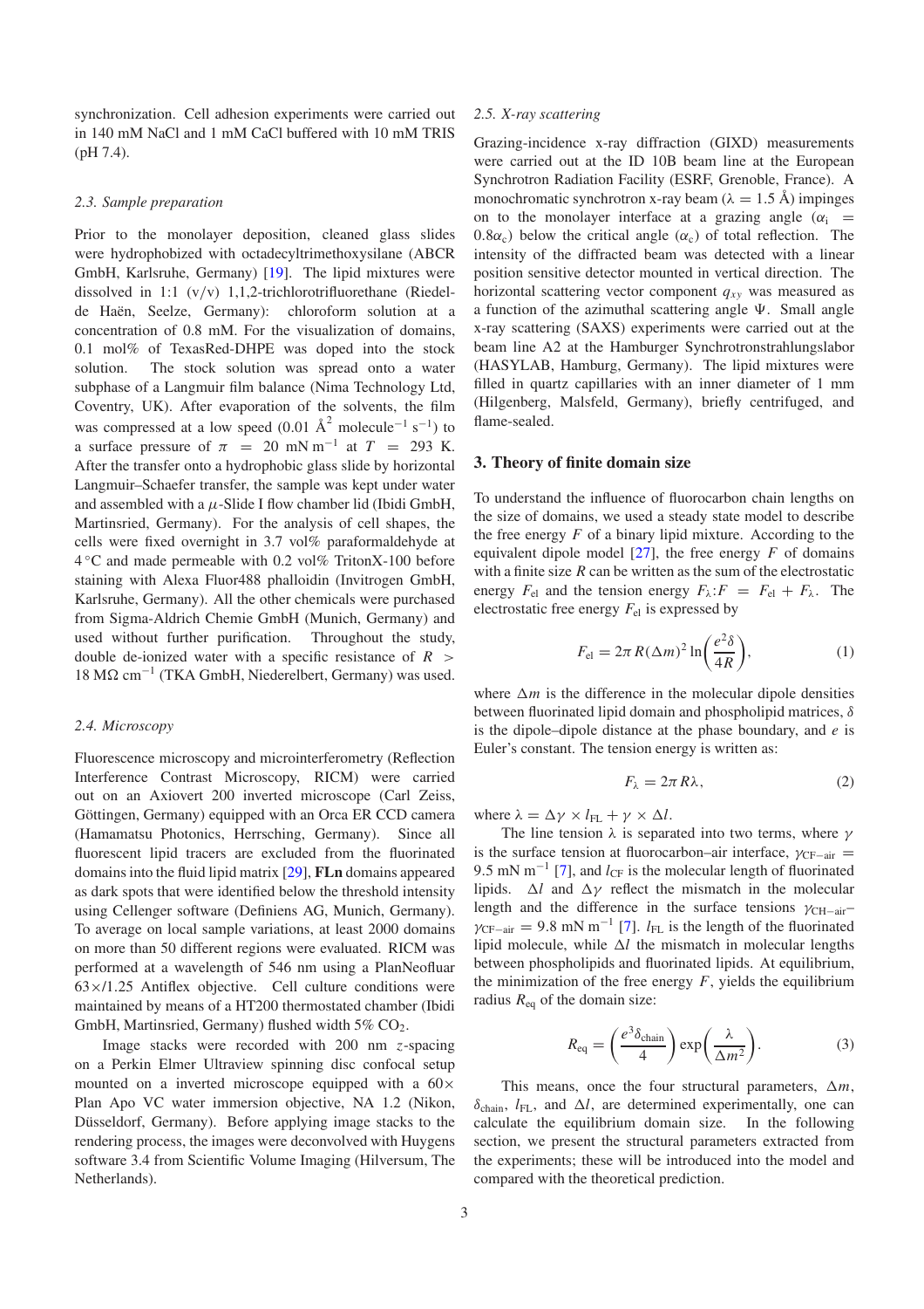synchronization. Cell adhesion experiments were carried out in 140 mM NaCl and 1 mM CaCl buffered with 10 mM TRIS (pH 7.4).

### 2.3. Sample preparation

Prior to the monolayer deposition, cleaned glass slides were hydrophobized with octadecyltrimethoxysilane (ABCR GmbH, Karlsruhe, Germany) [19]. The lipid mixtures were dissolved in 1:1 (v/v) 1,1,2-trichlorotrifluorethane (Riedel-de Haën, Seelze, Germany): chloroform solution at a concentration of 0.8 mM. For the visualization of domains, 0.1 mol% of TexasRed-DHPE was doped into the stock solution. The stock solution was spread onto a water subphase of a Langmuir film balance (Nima Technology Ltd, Coventry, UK). After evaporation of the solvents, the film was compressed at a low speed (0.01 Å$^2$ molecule$^{-1}$ s$^{-1}$) to a surface pressure of $\pi = 20$ mN m$^{-1}$ at $T = 293$ K. After the transfer onto a hydrophobic glass slide by horizontal Langmuir–Schaefer transfer, the sample was kept under water and assembled with a $\mu$-Slide I flow chamber lid (Ibidi GmbH, Martinsried, Germany). For the analysis of cell shapes, the cells were fixed overnight in 3.7 vol% paraformaldehyde at 4 °C and made permeable with 0.2 vol% TritonX-100 before staining with Alexa Fluor488 phalloidin (Invitrogen GmbH, Karlsruhe, Germany). All the other chemicals were purchased from Sigma-Aldrich Chemie GmbH (Munich, Germany) and used without further purification. Throughout the study, double de-ionized water with a specific resistance of $R > 18$ MΩ cm$^{-1}$ (TKA GmbH, Niederelbert, Germany) was used.

### 2.4. Microscopy

Fluorescence microscopy and microinterferometry (Reflection Interference Contrast Microscopy, RICM) were carried out on an Axiovert 200 inverted microscope (Carl Zeiss, Göttingen, Germany) equipped with an Orca ER CCD camera (Hamamatsu Photonics, Herrsching, Germany). Since all fluorescent lipid tracers are excluded from the fluorinated domains into the fluid lipid matrix [29], **FLn** domains appeared as dark spots that were identified below the threshold intensity using Cellenger software (Definiens AG, Munich, Germany). To average on local sample variations, at least 2000 domains on more than 50 different regions were evaluated. RICM was performed at a wavelength of 546 nm using a PlanNeofluar 63×/1.25 Antiflex objective. Cell culture conditions were maintained by means of a HT200 thermostated chamber (Ibidi GmbH, Martinsried, Germany) flushed width 5% $CO_2$.

Image stacks were recorded with 200 nm $z$-spacing on a Perkin Elmer Ultraview spinning disc confocal setup mounted on a inverted microscope equipped with a 60× Plan Apo VC water immersion objective, NA 1.2 (Nikon, Düsseldorf, Germany). Before applying image stacks to the rendering process, the images were deconvolved with Huygens software 3.4 from Scientific Volume Imaging (Hilversum, The Netherlands).

### 2.5. X-ray scattering

Grazing-incidence x-ray diffraction (GIXD) measurements were carried out at the ID 10B beam line at the European Synchrotron Radiation Facility (ESRF, Grenoble, France). A monochromatic synchrotron x-ray beam ($\lambda = 1.5$ Å) impinges on to the monolayer interface at a grazing angle ($\alpha_i = 0.8\alpha_c$) below the critical angle ($\alpha_c$) of total reflection. The intensity of the diffracted beam was detected with a linear position sensitive detector mounted in vertical direction. The horizontal scattering vector component $q_{xy}$ was measured as a function of the azimuthal scattering angle $\Psi$. Small angle x-ray scattering (SAXS) experiments were carried out at the beam line A2 at the Hamburger Synchrotronstrahlungslabor (HASYLAB, Hamburg, Germany). The lipid mixtures were filled in quartz capillaries with an inner diameter of 1 mm (Hilgenberg, Malsfeld, Germany), briefly centrifuged, and flame-sealed.

## 3. Theory of finite domain size

To understand the influence of fluorocarbon chain lengths on the size of domains, we used a steady state model to describe the free energy $F$ of a binary lipid mixture. According to the equivalent dipole model [27], the free energy $F$ of domains with a finite size $R$ can be written as the sum of the electrostatic energy $F_{el}$ and the tension energy $F_\lambda$:$F = F_{el} + F_\lambda$. The electrostatic free energy $F_{el}$ is expressed by

$$F_{el} = 2\pi R(\Delta m)^2 \ln\left(\frac{e^2\delta}{4R}\right), \tag{1}$$

where $\Delta m$ is the difference in the molecular dipole densities between fluorinated lipid domain and phospholipid matrices, $\delta$ is the dipole–dipole distance at the phase boundary, and $e$ is Euler's constant. The tension energy is written as:

$$F_\lambda = 2\pi R\lambda, \tag{2}$$

where $\lambda = \Delta\gamma \times l_{FL} + \gamma \times \Delta l$.

The line tension $\lambda$ is separated into two terms, where $\gamma$ is the surface tension at fluorocarbon–air interface, $\gamma_{CF-air} = 9.5$ mN m$^{-1}$ [7], and $l_{CF}$ is the molecular length of fluorinated lipids. $\Delta l$ and $\Delta\gamma$ reflect the mismatch in the molecular length and the difference in the surface tensions $\gamma_{CH-air} - \gamma_{CF-air} = 9.8$ mN m$^{-1}$ [7]. $l_{FL}$ is the length of the fluorinated lipid molecule, while $\Delta l$ the mismatch in molecular lengths between phospholipids and fluorinated lipids. At equilibrium, the minimization of the free energy $F$, yields the equilibrium radius $R_{eq}$ of the domain size:

$$R_{eq} = \left(\frac{e^3\delta_{chain}}{4}\right)\exp\left(\frac{\lambda}{\Delta m^2}\right). \tag{3}$$

This means, once the four structural parameters, $\Delta m$, $\delta_{chain}$, $l_{FL}$, and $\Delta l$, are determined experimentally, one can calculate the equilibrium domain size. In the following section, we present the structural parameters extracted from the experiments; these will be introduced into the model and compared with the theoretical prediction.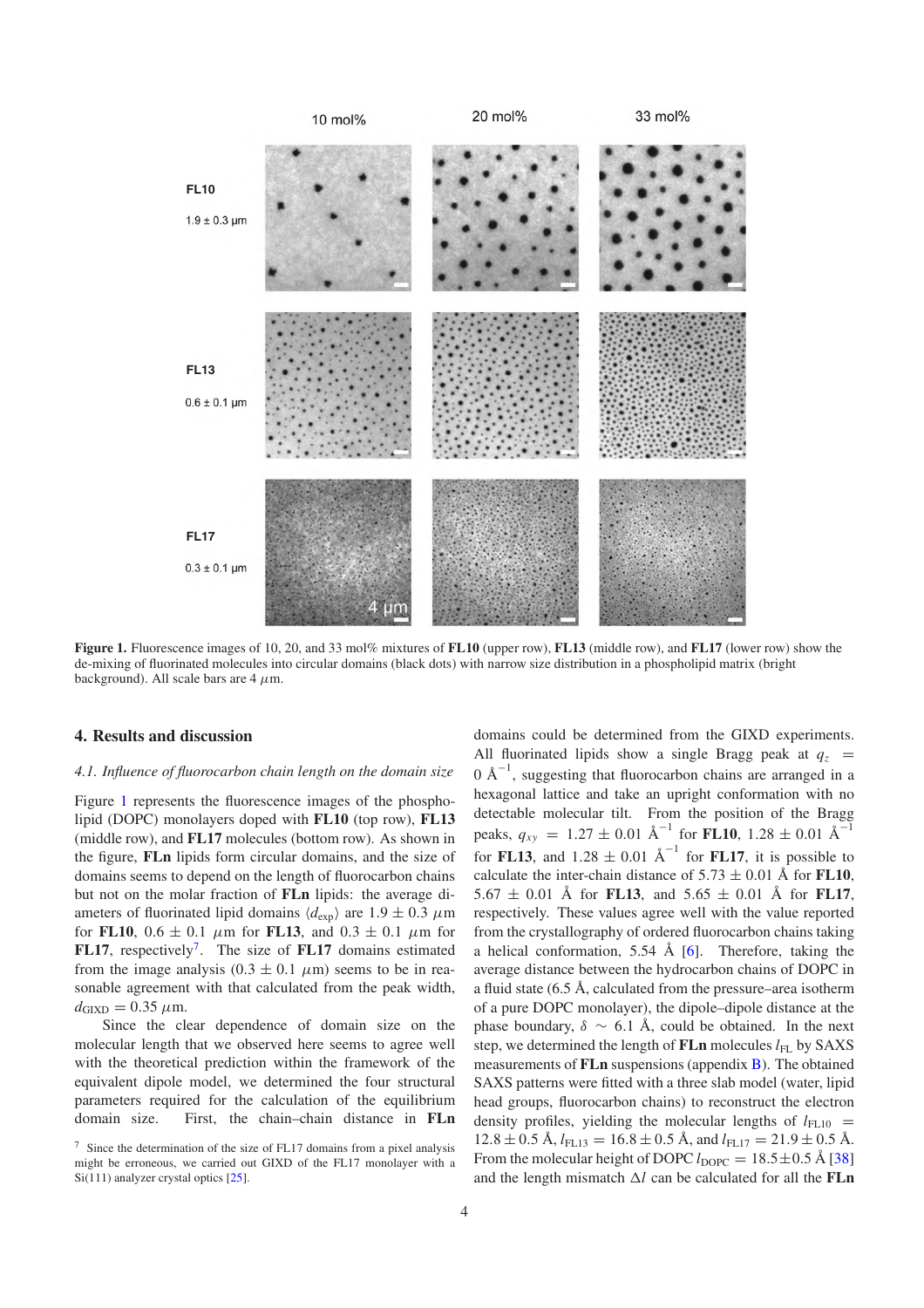**Figure 1.** Fluorescence images of 10, 20, and 33 mol% mixtures of **FL10** (upper row), **FL13** (middle row), and **FL17** (lower row) show the de-mixing of fluorinated molecules into circular domains (black dots) with narrow size distribution in a phospholipid matrix (bright background). All scale bars are 4 $\mu$m.

## 4. Results and discussion

### *4.1. Influence of fluorocarbon chain length on the domain size*

Figure 1 represents the fluorescence images of the phospholipid (DOPC) monolayers doped with **FL10** (top row), **FL13** (middle row), and **FL17** molecules (bottom row). As shown in the figure, **FLn** lipids form circular domains, and the size of domains seems to depend on the length of fluorocarbon chains but not on the molar fraction of **FLn** lipids: the average diameters of fluorinated lipid domains $\langle d_{\mathrm{exp}} \rangle$ are $1.9 \pm 0.3$ $\mu$m for **FL10**, $0.6 \pm 0.1$ $\mu$m for **FL13**, and $0.3 \pm 0.1$ $\mu$m for **FL17**, respectively[7]. The size of **FL17** domains estimated from the image analysis ($0.3 \pm 0.1$ $\mu$m) seems to be in reasonable agreement with that calculated from the peak width, $d_{\mathrm{GIXD}} = 0.35$ $\mu$m.

Since the clear dependence of domain size on the molecular length that we observed here seems to agree well with the theoretical prediction within the framework of the equivalent dipole model, we determined the four structural parameters required for the calculation of the equilibrium domain size. First, the chain–chain distance in **FLn** domains could be determined from the GIXD experiments. All fluorinated lipids show a single Bragg peak at $q_z = 0$ Å$^{-1}$, suggesting that fluorocarbon chains are arranged in a hexagonal lattice and take an upright conformation with no detectable molecular tilt. From the position of the Bragg peaks, $q_{xy} = 1.27 \pm 0.01$ Å$^{-1}$ for **FL10**, $1.28 \pm 0.01$ Å$^{-1}$ for **FL13**, and $1.28 \pm 0.01$ Å$^{-1}$ for **FL17**, it is possible to calculate the inter-chain distance of $5.73 \pm 0.01$ Å for **FL10**, $5.67 \pm 0.01$ Å for **FL13**, and $5.65 \pm 0.01$ Å for **FL17**, respectively. These values agree well with the value reported from the crystallography of ordered fluorocarbon chains taking a helical conformation, 5.54 Å [6]. Therefore, taking the average distance between the hydrocarbon chains of DOPC in a fluid state (6.5 Å, calculated from the pressure–area isotherm of a pure DOPC monolayer), the dipole–dipole distance at the phase boundary, $\delta \sim 6.1$ Å, could be obtained. In the next step, we determined the length of **FLn** molecules $l_{\mathrm{FL}}$ by SAXS measurements of **FLn** suspensions (appendix B). The obtained SAXS patterns were fitted with a three slab model (water, lipid head groups, fluorocarbon chains) to reconstruct the electron density profiles, yielding the molecular lengths of $l_{\mathrm{FL10}} = 12.8 \pm 0.5$ Å, $l_{\mathrm{FL13}} = 16.8 \pm 0.5$ Å, and $l_{\mathrm{FL17}} = 21.9 \pm 0.5$ Å. From the molecular height of DOPC $l_{\mathrm{DOPC}} = 18.5 \pm 0.5$ Å [38] and the length mismatch $\Delta l$ can be calculated for all the **FLn**

[7] Since the determination of the size of FL17 domains from a pixel analysis might be erroneous, we carried out GIXD of the FL17 monolayer with a Si(111) analyzer crystal optics [25].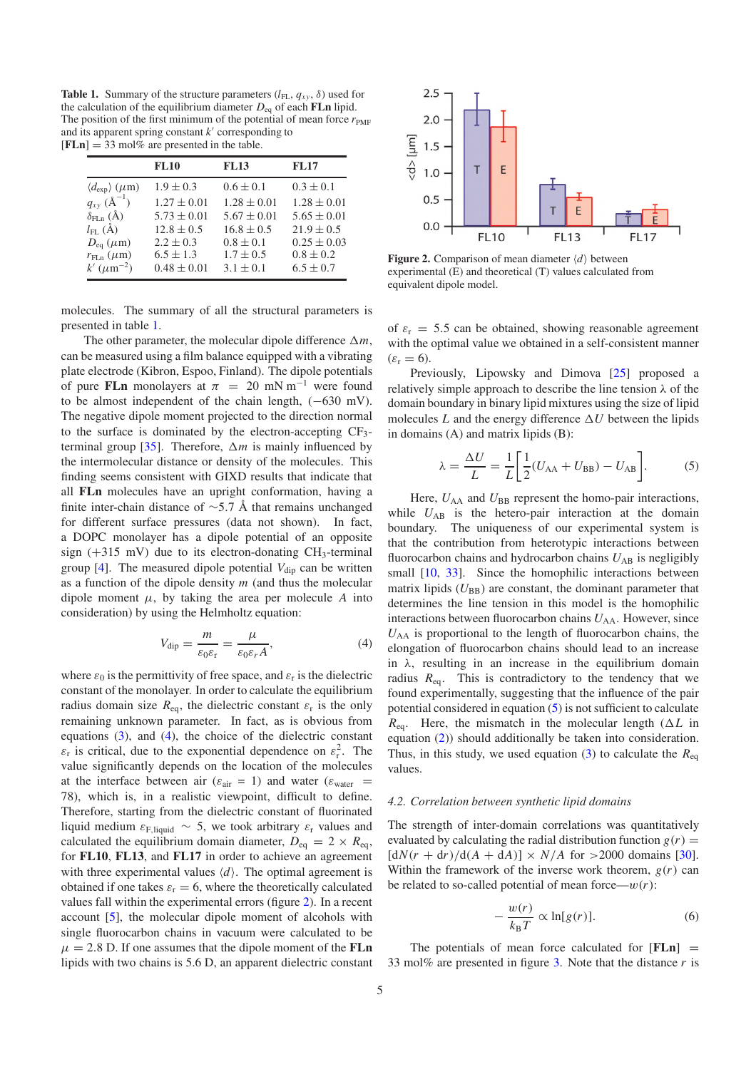**Table 1.** Summary of the structure parameters ($l_{FL}$, $q_{xy}$, $\delta$) used for the calculation of the equilibrium diameter $D_{eq}$ of each **FLn** lipid. The position of the first minimum of the potential of mean force $r_{PMF}$ and its apparent spring constant $k'$ corresponding to [**FLn**] = 33 mol% are presented in the table.

| | **FL10** | **FL13** | **FL17** |
|---|---|---|---|
| $\langle d_{exp}\rangle$ ($\mu$m) | $1.9 \pm 0.3$ | $0.6 \pm 0.1$ | $0.3 \pm 0.1$ |
| $q_{xy}$ (Å$^{-1}$) | $1.27 \pm 0.01$ | $1.28 \pm 0.01$ | $1.28 \pm 0.01$ |
| $\delta_{FLn}$ (Å) | $5.73 \pm 0.01$ | $5.67 \pm 0.01$ | $5.65 \pm 0.01$ |
| $l_{FL}$ (Å) | $12.8 \pm 0.5$ | $16.8 \pm 0.5$ | $21.9 \pm 0.5$ |
| $D_{eq}$ ($\mu$m) | $2.2 \pm 0.3$ | $0.8 \pm 0.1$ | $0.25 \pm 0.03$ |
| $r_{FLn}$ ($\mu$m) | $6.5 \pm 1.3$ | $1.7 \pm 0.5$ | $0.8 \pm 0.2$ |
| $k'$ ($\mu$m$^{-2}$) | $0.48 \pm 0.01$ | $3.1 \pm 0.1$ | $6.5 \pm 0.7$ |

molecules. The summary of all the structural parameters is presented in table 1.

The other parameter, the molecular dipole difference $\Delta m$, can be measured using a film balance equipped with a vibrating plate electrode (Kibron, Espoo, Finland). The dipole potentials of pure **FLn** monolayers at $\pi = 20$ mN m$^{-1}$ were found to be almost independent of the chain length, ($-630$ mV). The negative dipole moment projected to the direction normal to the surface is dominated by the electron-accepting $CF_3$-terminal group [35]. Therefore, $\Delta m$ is mainly influenced by the intermolecular distance or density of the molecules. This finding seems consistent with GIXD results that indicate that all **FLn** molecules have an upright conformation, having a finite inter-chain distance of $\sim$5.7 Å that remains unchanged for different surface pressures (data not shown). In fact, a DOPC monolayer has a dipole potential of an opposite sign (+315 mV) due to its electron-donating $CH_3$-terminal group [4]. The measured dipole potential $V_{dip}$ can be written as a function of the dipole density $m$ (and thus the molecular dipole moment $\mu$, by taking the area per molecule $A$ into consideration) by using the Helmholtz equation:

$$V_{dip} = \frac{m}{\varepsilon_0 \varepsilon_r} = \frac{\mu}{\varepsilon_0 \varepsilon_r A}, \tag{4}$$

where $\varepsilon_0$ is the permittivity of free space, and $\varepsilon_r$ is the dielectric constant of the monolayer. In order to calculate the equilibrium radius domain size $R_{eq}$, the dielectric constant $\varepsilon_r$ is the only remaining unknown parameter. In fact, as is obvious from equations (3), and (4), the choice of the dielectric constant $\varepsilon_r$ is critical, due to the exponential dependence on $\varepsilon_r^2$. The value significantly depends on the location of the molecules at the interface between air ($\varepsilon_{air} = 1$) and water ($\varepsilon_{water} = 78$), which is, in a realistic viewpoint, difficult to define. Therefore, starting from the dielectric constant of fluorinated liquid medium $\varepsilon_{F,liquid} \sim 5$, we took arbitrary $\varepsilon_r$ values and calculated the equilibrium domain diameter, $D_{eq} = 2 \times R_{eq}$, for **FL10**, **FL13**, and **FL17** in order to achieve an agreement with three experimental values $\langle d\rangle$. The optimal agreement is obtained if one takes $\varepsilon_r = 6$, where the theoretically calculated values fall within the experimental errors (figure 2). In a recent account [5], the molecular dipole moment of alcohols with single fluorocarbon chains in vacuum were calculated to be $\mu = 2.8$ D. If one assumes that the dipole moment of the **FLn** lipids with two chains is 5.6 D, an apparent dielectric constant of $\varepsilon_r = 5.5$ can be obtained, showing reasonable agreement with the optimal value we obtained in a self-consistent manner ($\varepsilon_r = 6$).

**Figure 2.** Comparison of mean diameter $\langle d\rangle$ between experimental (E) and theoretical (T) values calculated from equivalent dipole model.

Previously, Lipowsky and Dimova [25] proposed a relatively simple approach to describe the line tension $\lambda$ of the domain boundary in binary lipid mixtures using the size of lipid molecules $L$ and the energy difference $\Delta U$ between the lipids in domains (A) and matrix lipids (B):

$$\lambda = \frac{\Delta U}{L} = \frac{1}{L}\left[\frac{1}{2}(U_{AA} + U_{BB}) - U_{AB}\right]. \tag{5}$$

Here, $U_{AA}$ and $U_{BB}$ represent the homo-pair interactions, while $U_{AB}$ is the hetero-pair interaction at the domain boundary. The uniqueness of our experimental system is that the contribution from heterotypic interactions between fluorocarbon chains and hydrocarbon chains $U_{AB}$ is negligibly small [10, 33]. Since the homophilic interactions between matrix lipids ($U_{BB}$) are constant, the dominant parameter that determines the line tension in this model is the homophilic interactions between fluorocarbon chains $U_{AA}$. However, since $U_{AA}$ is proportional to the length of fluorocarbon chains, the elongation of fluorocarbon chains should lead to an increase in $\lambda$, resulting in an increase in the equilibrium domain radius $R_{eq}$. This is contradictory to the tendency that we found experimentally, suggesting that the influence of the pair potential considered in equation (5) is not sufficient to calculate $R_{eq}$. Here, the mismatch in the molecular length ($\Delta L$ in equation (2)) should additionally be taken into consideration. Thus, in this study, we used equation (3) to calculate the $R_{eq}$ values.

### 4.2. Correlation between synthetic lipid domains

The strength of inter-domain correlations was quantitatively evaluated by calculating the radial distribution function $g(r) = [\mathrm{d}N(r + \mathrm{d}r)/\mathrm{d}(A + \mathrm{d}A)] \times N/A$ for >2000 domains [30]. Within the framework of the inverse work theorem, $g(r)$ can be related to so-called potential of mean force—$w(r)$:

$$-\frac{w(r)}{k_B T} \propto \ln[g(r)]. \tag{6}$$

The potentials of mean force calculated for [**FLn**] = 33 mol% are presented in figure 3. Note that the distance $r$ is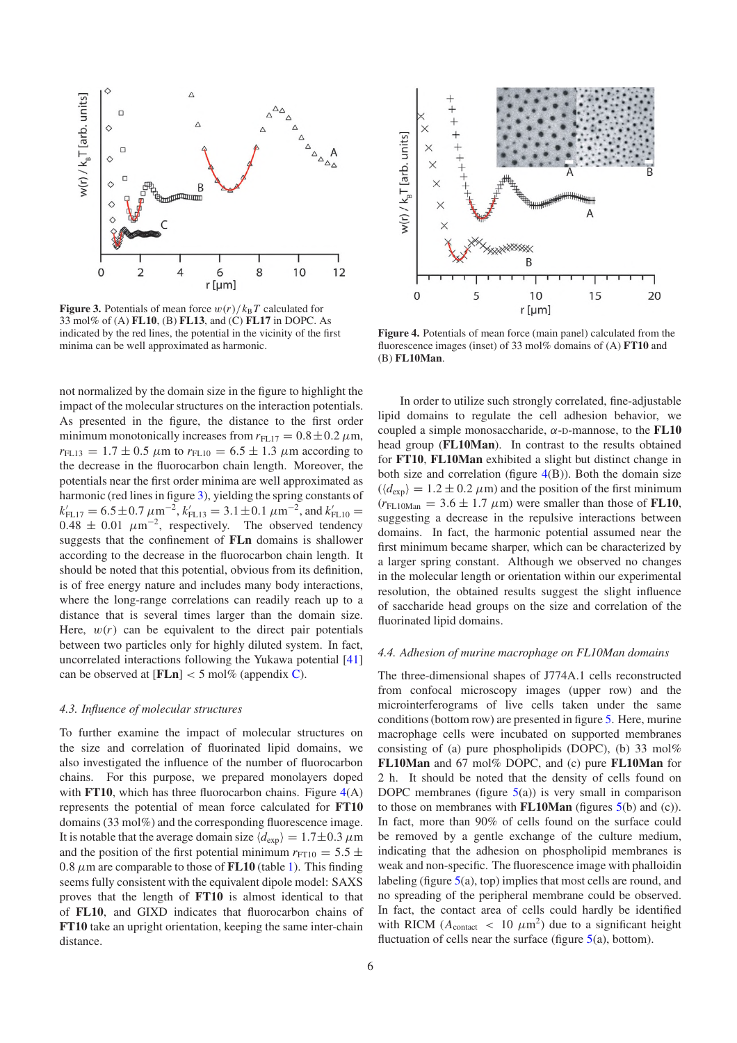**Figure 3.** Potentials of mean force $w(r)/k_BT$ calculated for 33 mol% of (A) **FL10**, (B) **FL13**, and (C) **FL17** in DOPC. As indicated by the red lines, the potential in the vicinity of the first minima can be well approximated as harmonic.

**Figure 4.** Potentials of mean force (main panel) calculated from the fluorescence images (inset) of 33 mol% domains of (A) **FT10** and (B) **FL10Man**.

not normalized by the domain size in the figure to highlight the impact of the molecular structures on the interaction potentials. As presented in the figure, the distance to the first order minimum monotonically increases from $r_{FL17} = 0.8 \pm 0.2\ \mu$m, $r_{FL13} = 1.7 \pm 0.5\ \mu$m to $r_{FL10} = 6.5 \pm 1.3\ \mu$m according to the decrease in the fluorocarbon chain length. Moreover, the potentials near the first order minima are well approximated as harmonic (red lines in figure 3), yielding the spring constants of $k'_{FL17} = 6.5 \pm 0.7\ \mu\text{m}^{-2}$, $k'_{FL13} = 3.1 \pm 0.1\ \mu\text{m}^{-2}$, and $k'_{FL10} = 0.48 \pm 0.01\ \mu\text{m}^{-2}$, respectively. The observed tendency suggests that the confinement of **FLn** domains is shallower according to the decrease in the fluorocarbon chain length. It should be noted that this potential, obvious from its definition, is of free energy nature and includes many body interactions, where the long-range correlations can readily reach up to a distance that is several times larger than the domain size. Here, $w(r)$ can be equivalent to the direct pair potentials between two particles only for highly diluted system. In fact, uncorrelated interactions following the Yukawa potential [41] can be observed at [**FLn**] < 5 mol% (appendix C).

### 4.3. Influence of molecular structures

To further examine the impact of molecular structures on the size and correlation of fluorinated lipid domains, we also investigated the influence of the number of fluorocarbon chains. For this purpose, we prepared monolayers doped with **FT10**, which has three fluorocarbon chains. Figure 4(A) represents the potential of mean force calculated for **FT10** domains (33 mol%) and the corresponding fluorescence image. It is notable that the average domain size $\langle d_{exp} \rangle = 1.7 \pm 0.3\ \mu$m and the position of the first potential minimum $r_{FT10} = 5.5 \pm 0.8\ \mu$m are comparable to those of **FL10** (table 1). This finding seems fully consistent with the equivalent dipole model: SAXS proves that the length of **FT10** is almost identical to that of **FL10**, and GIXD indicates that fluorocarbon chains of **FT10** take an upright orientation, keeping the same inter-chain distance.

In order to utilize such strongly correlated, fine-adjustable lipid domains to regulate the cell adhesion behavior, we coupled a simple monosaccharide, $\alpha$-D-mannose, to the **FL10** head group (**FL10Man**). In contrast to the results obtained for **FT10**, **FL10Man** exhibited a slight but distinct change in both size and correlation (figure 4(B)). Both the domain size ($\langle d_{exp} \rangle = 1.2 \pm 0.2\ \mu$m) and the position of the first minimum ($r_{FL10Man} = 3.6 \pm 1.7\ \mu$m) were smaller than those of **FL10**, suggesting a decrease in the repulsive interactions between domains. In fact, the harmonic potential assumed near the first minimum became sharper, which can be characterized by a larger spring constant. Although we observed no changes in the molecular length or orientation within our experimental resolution, the obtained results suggest the slight influence of saccharide head groups on the size and correlation of the fluorinated lipid domains.

### 4.4. Adhesion of murine macrophage on FL10Man domains

The three-dimensional shapes of J774A.1 cells reconstructed from confocal microscopy images (upper row) and the microinterferograms of live cells taken under the same conditions (bottom row) are presented in figure 5. Here, murine macrophage cells were incubated on supported membranes consisting of (a) pure phospholipids (DOPC), (b) 33 mol% **FL10Man** and 67 mol% DOPC, and (c) pure **FL10Man** for 2 h. It should be noted that the density of cells found on DOPC membranes (figure 5(a)) is very small in comparison to those on membranes with **FL10Man** (figures 5(b) and (c)). In fact, more than 90% of cells found on the surface could be removed by a gentle exchange of the culture medium, indicating that the adhesion on phospholipid membranes is weak and non-specific. The fluorescence image with phalloidin labeling (figure 5(a), top) implies that most cells are round, and no spreading of the peripheral membrane could be observed. In fact, the contact area of cells could hardly be identified with RICM ($A_{contact} < 10\ \mu\text{m}^2$) due to a significant height fluctuation of cells near the surface (figure 5(a), bottom).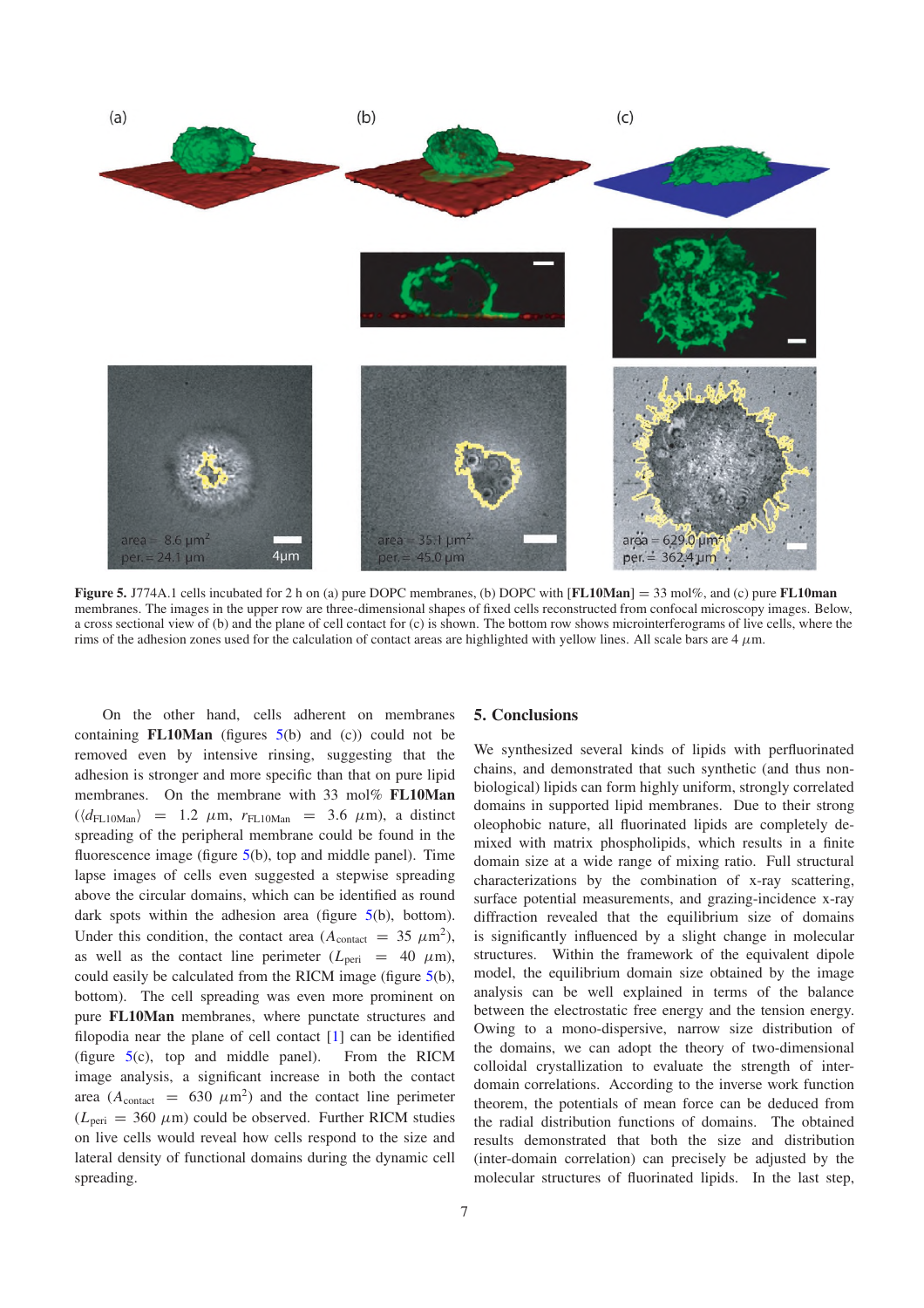**Figure 5.** J774A.1 cells incubated for 2 h on (a) pure DOPC membranes, (b) DOPC with [**FL10Man**] = 33 mol%, and (c) pure **FL10man** membranes. The images in the upper row are three-dimensional shapes of fixed cells reconstructed from confocal microscopy images. Below, a cross sectional view of (b) and the plane of cell contact for (c) is shown. The bottom row shows microinterferograms of live cells, where the rims of the adhesion zones used for the calculation of contact areas are highlighted with yellow lines. All scale bars are 4 $\mu$m.

On the other hand, cells adherent on membranes containing **FL10Man** (figures 5(b) and (c)) could not be removed even by intensive rinsing, suggesting that the adhesion is stronger and more specific than that on pure lipid membranes. On the membrane with 33 mol% **FL10Man** ($\langle d_{\mathrm{FL10Man}}\rangle$ = 1.2 $\mu$m, $r_{\mathrm{FL10Man}}$ = 3.6 $\mu$m), a distinct spreading of the peripheral membrane could be found in the fluorescence image (figure 5(b), top and middle panel). Time lapse images of cells even suggested a stepwise spreading above the circular domains, which can be identified as round dark spots within the adhesion area (figure 5(b), bottom). Under this condition, the contact area ($A_{\mathrm{contact}}$ = 35 $\mu$m$^2$), as well as the contact line perimeter ($L_{\mathrm{peri}}$ = 40 $\mu$m), could easily be calculated from the RICM image (figure 5(b), bottom). The cell spreading was even more prominent on pure **FL10Man** membranes, where punctate structures and filopodia near the plane of cell contact [1] can be identified (figure 5(c), top and middle panel). From the RICM image analysis, a significant increase in both the contact area ($A_{\mathrm{contact}}$ = 630 $\mu$m$^2$) and the contact line perimeter ($L_{\mathrm{peri}}$ = 360 $\mu$m) could be observed. Further RICM studies on live cells would reveal how cells respond to the size and lateral density of functional domains during the dynamic cell spreading.

## 5. Conclusions

We synthesized several kinds of lipids with perfluorinated chains, and demonstrated that such synthetic (and thus non-biological) lipids can form highly uniform, strongly correlated domains in supported lipid membranes. Due to their strong oleophobic nature, all fluorinated lipids are completely de-mixed with matrix phospholipids, which results in a finite domain size at a wide range of mixing ratio. Full structural characterizations by the combination of x-ray scattering, surface potential measurements, and grazing-incidence x-ray diffraction revealed that the equilibrium size of domains is significantly influenced by a slight change in molecular structures. Within the framework of the equivalent dipole model, the equilibrium domain size obtained by the image analysis can be well explained in terms of the balance between the electrostatic free energy and the tension energy. Owing to a mono-dispersive, narrow size distribution of the domains, we can adopt the theory of two-dimensional colloidal crystallization to evaluate the strength of inter-domain correlations. According to the inverse work function theorem, the potentials of mean force can be deduced from the radial distribution functions of domains. The obtained results demonstrated that both the size and distribution (inter-domain correlation) can precisely be adjusted by the molecular structures of fluorinated lipids. In the last step,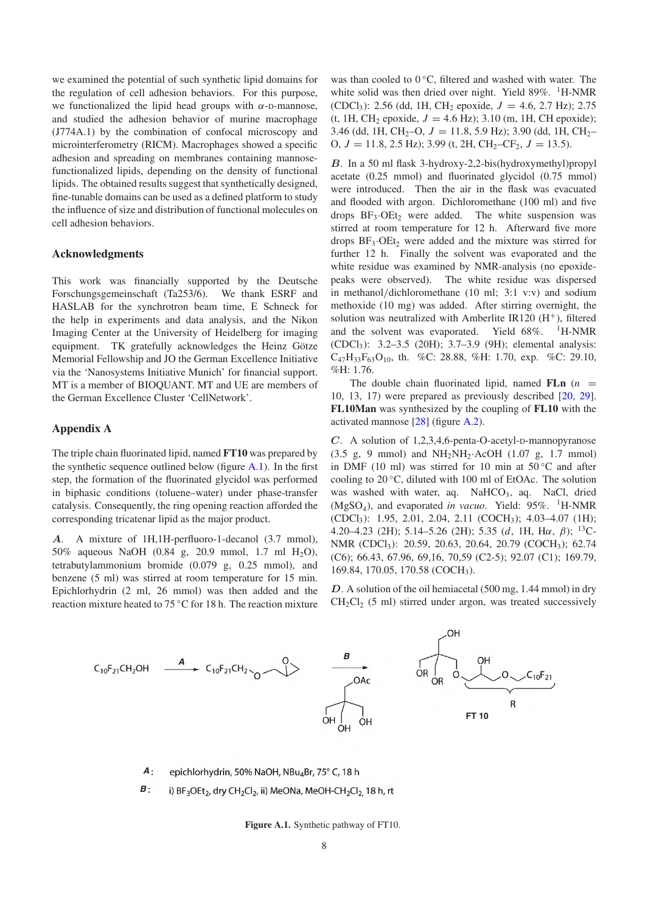we examined the potential of such synthetic lipid domains for the regulation of cell adhesion behaviors. For this purpose, we functionalized the lipid head groups with $\alpha$-D-mannose, and studied the adhesion behavior of murine macrophage (J774A.1) by the combination of confocal microscopy and microinterferometry (RICM). Macrophages showed a specific adhesion and spreading on membranes containing mannose-functionalized lipids, depending on the density of functional lipids. The obtained results suggest that synthetically designed, fine-tunable domains can be used as a defined platform to study the influence of size and distribution of functional molecules on cell adhesion behaviors.

## Acknowledgments

This work was financially supported by the Deutsche Forschungsgemeinschaft (Ta253/6). We thank ESRF and HASLAB for the synchrotron beam time, E Schneck for the help in experiments and data analysis, and the Nikon Imaging Center at the University of Heidelberg for imaging equipment. TK gratefully acknowledges the Heinz Götze Memorial Fellowship and JO the German Excellence Initiative via the 'Nanosystems Initiative Munich' for financial support. MT is a member of BIOQUANT. MT and UE are members of the German Excellence Cluster 'CellNetwork'.

## Appendix A

The triple chain fluorinated lipid, named **FT10** was prepared by the synthetic sequence outlined below (figure A.1). In the first step, the formation of the fluorinated glycidol was performed in biphasic conditions (toluene–water) under phase-transfer catalysis. Consequently, the ring opening reaction afforded the corresponding tricatenar lipid as the major product.

***A***. A mixture of 1H,1H-perfluoro-1-decanol (3.7 mmol), 50% aqueous NaOH (0.84 g, 20.9 mmol, 1.7 ml $H_2O$), tetrabutylammonium bromide (0.079 g, 0.25 mmol), and benzene (5 ml) was stirred at room temperature for 15 min. Epichlorhydrin (2 ml, 26 mmol) was then added and the reaction mixture heated to 75 °C for 18 h. The reaction mixture was than cooled to 0 °C, filtered and washed with water. The white solid was then dried over night. Yield 89%. $^1$H-NMR ($CDCl_3$): 2.56 (dd, 1H, $CH_2$ epoxide, $J$ = 4.6, 2.7 Hz); 2.75 (t, 1H, $CH_2$ epoxide, $J$ = 4.6 Hz); 3.10 (m, 1H, CH epoxide); 3.46 (dd, 1H, $CH_2$–O, $J$ = 11.8, 5.9 Hz); 3.90 (dd, 1H, $CH_2$–O, $J$ = 11.8, 2.5 Hz); 3.99 (t, 2H, $CH_2$–$CF_2$, $J$ = 13.5).

***B***. In a 50 ml flask 3-hydroxy-2,2-bis(hydroxymethyl)propyl acetate (0.25 mmol) and fluorinated glycidol (0.75 mmol) were introduced. Then the air in the flask was evacuated and flooded with argon. Dichloromethane (100 ml) and five drops $BF_3{\cdot}OEt_2$ were added. The white suspension was stirred at room temperature for 12 h. Afterward five more drops $BF_3{\cdot}OEt_2$ were added and the mixture was stirred for further 12 h. Finally the solvent was evaporated and the white residue was examined by NMR-analysis (no epoxide-peaks were observed). The white residue was dispersed in methanol/dichloromethane (10 ml; 3:1 v:v) and sodium methoxide (10 mg) was added. After stirring overnight, the solution was neutralized with Amberlite IR120 ($H^+$), filtered and the solvent was evaporated. Yield 68%. $^1$H-NMR ($CDCl_3$): 3.2–3.5 (20H); 3.7–3.9 (9H); elemental analysis: $C_{47}H_{33}F_{63}O_{10}$, th. %C: 28.88, %H: 1.70, exp. %C: 29.10, %H: 1.76.

The double chain fluorinated lipid, named **FLn** ($n$ = 10, 13, 17) were prepared as previously described [20, 29]. **FL10Man** was synthesized by the coupling of **FL10** with the activated mannose [28] (figure A.2).

***C***. A solution of 1,2,3,4,6-penta-O-acetyl-D-mannopyranose (3.5 g, 9 mmol) and $NH_2NH_2{\cdot}AcOH$ (1.07 g, 1.7 mmol) in DMF (10 ml) was stirred for 10 min at 50 °C and after cooling to 20 °C, diluted with 100 ml of EtOAc. The solution was washed with water, aq. $NaHCO_3$, aq. NaCl, dried ($MgSO_4$), and evaporated *in vacuo*. Yield: 95%. $^1$H-NMR ($CDCl_3$): 1.95, 2.01, 2.04, 2.11 ($COCH_3$); 4.03–4.07 (1H); 4.20–4.23 (2H); 5.14–5.26 (2H); 5.35 ($d$, 1H, H$\alpha$, $\beta$); $^{13}$C-NMR ($CDCl_3$): 20.59, 20.63, 20.64, 20.79 ($COCH_3$); 62.74 (C6); 66.43, 67.96, 69,16, 70,59 (C2-5); 92.07 (C1); 169.79, 169.84, 170.05, 170.58 ($COCH_3$).

***D***. A solution of the oil hemiacetal (500 mg, 1.44 mmol) in dry $CH_2Cl_2$ (5 ml) stirred under argon, was treated successively

***A***: epichlorhydrin, 50% NaOH, $NBu_4Br$, 75° C, 18 h

***B***: i) $BF_3OEt_2$, dry $CH_2Cl_2$, ii) MeONa, MeOH-$CH_2Cl_2$, 18 h, rt

**Figure A.1.** Synthetic pathway of FT10.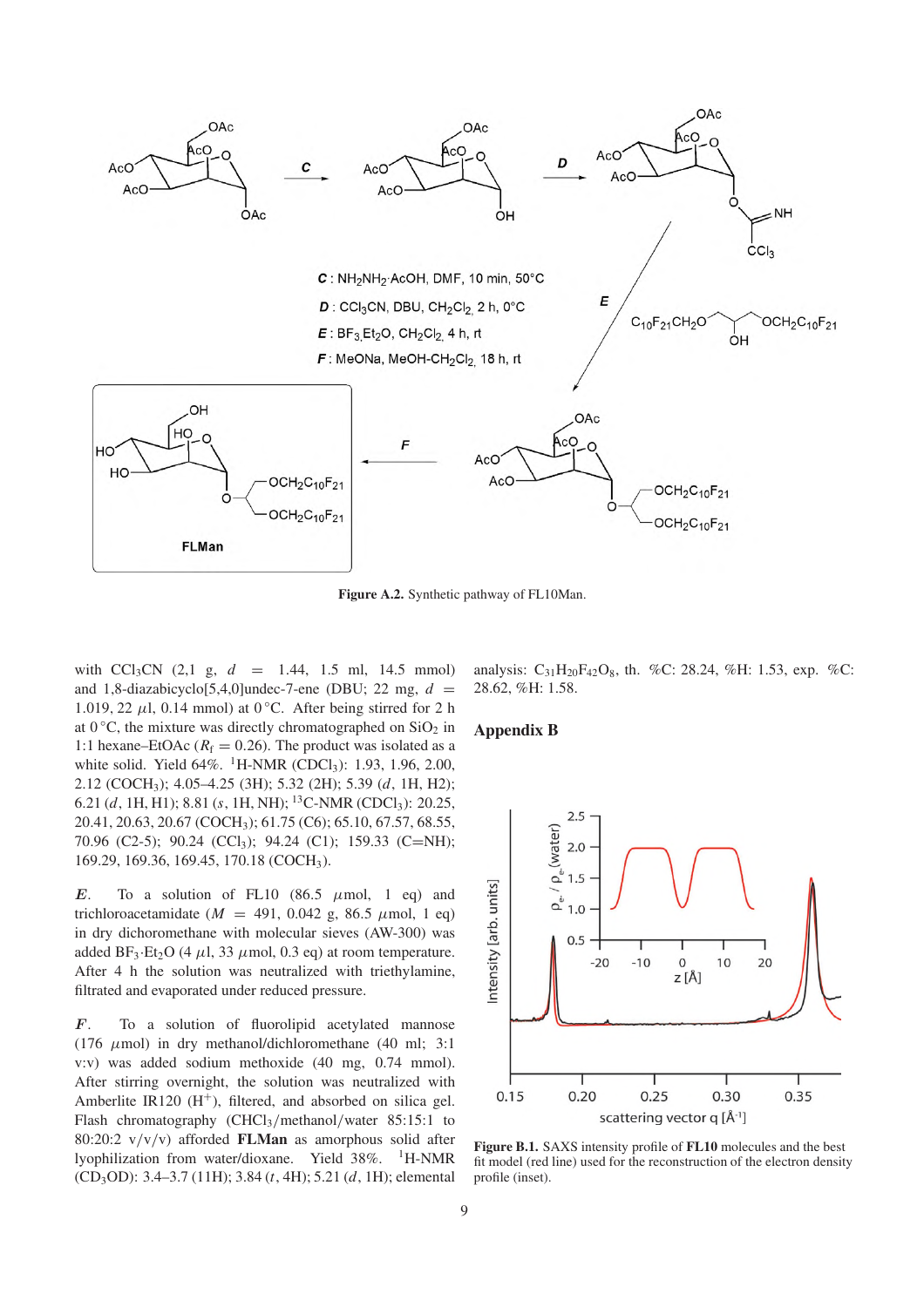**Figure A.2.** Synthetic pathway of FL10Man.

with $CCl_3CN$ (2,1 g, $d$ = 1.44, 1.5 ml, 14.5 mmol) and 1,8-diazabicyclo[5,4,0]undec-7-ene (DBU; 22 mg, $d$ = 1.019, 22 $\mu$l, 0.14 mmol) at 0 °C. After being stirred for 2 h at 0 °C, the mixture was directly chromatographed on $SiO_2$ in 1:1 hexane–EtOAc ($R_f$ = 0.26). The product was isolated as a white solid. Yield 64%. $^1$H-NMR ($CDCl_3$): 1.93, 1.96, 2.00, 2.12 ($COCH_3$); 4.05–4.25 (3H); 5.32 (2H); 5.39 ($d$, 1H, H2); 6.21 ($d$, 1H, H1); 8.81 ($s$, 1H, NH); $^{13}$C-NMR ($CDCl_3$): 20.25, 20.41, 20.63, 20.67 ($COCH_3$); 61.75 (C6); 65.10, 67.57, 68.55, 70.96 (C2-5); 90.24 ($CCl_3$); 94.24 (C1); 159.33 (C=NH); 169.29, 169.36, 169.45, 170.18 ($COCH_3$).

***E***. To a solution of FL10 (86.5 $\mu$mol, 1 eq) and trichloroacetamidate ($M$ = 491, 0.042 g, 86.5 $\mu$mol, 1 eq) in dry dichoromethane with molecular sieves (AW-300) was added $BF_3 \cdot Et_2O$ (4 $\mu$l, 33 $\mu$mol, 0.3 eq) at room temperature. After 4 h the solution was neutralized with triethylamine, filtrated and evaporated under reduced pressure.

***F***. To a solution of fluorolipid acetylated mannose (176 $\mu$mol) in dry methanol/dichloromethane (40 ml; 3:1 v:v) was added sodium methoxide (40 mg, 0.74 mmol). After stirring overnight, the solution was neutralized with Amberlite IR120 ($H^+$), filtered, and absorbed on silica gel. Flash chromatography ($CHCl_3$/methanol/water 85:15:1 to 80:20:2 v/v/v) afforded **FLMan** as amorphous solid after lyophilization from water/dioxane. Yield 38%. $^1$H-NMR ($CD_3OD$): 3.4–3.7 (11H); 3.84 ($t$, 4H); 5.21 ($d$, 1H); elemental analysis: $C_{31}H_{20}F_{42}O_8$, th. %C: 28.24, %H: 1.53, exp. %C: 28.62, %H: 1.58.

## Appendix B

**Figure B.1.** SAXS intensity profile of **FL10** molecules and the best fit model (red line) used for the reconstruction of the electron density profile (inset).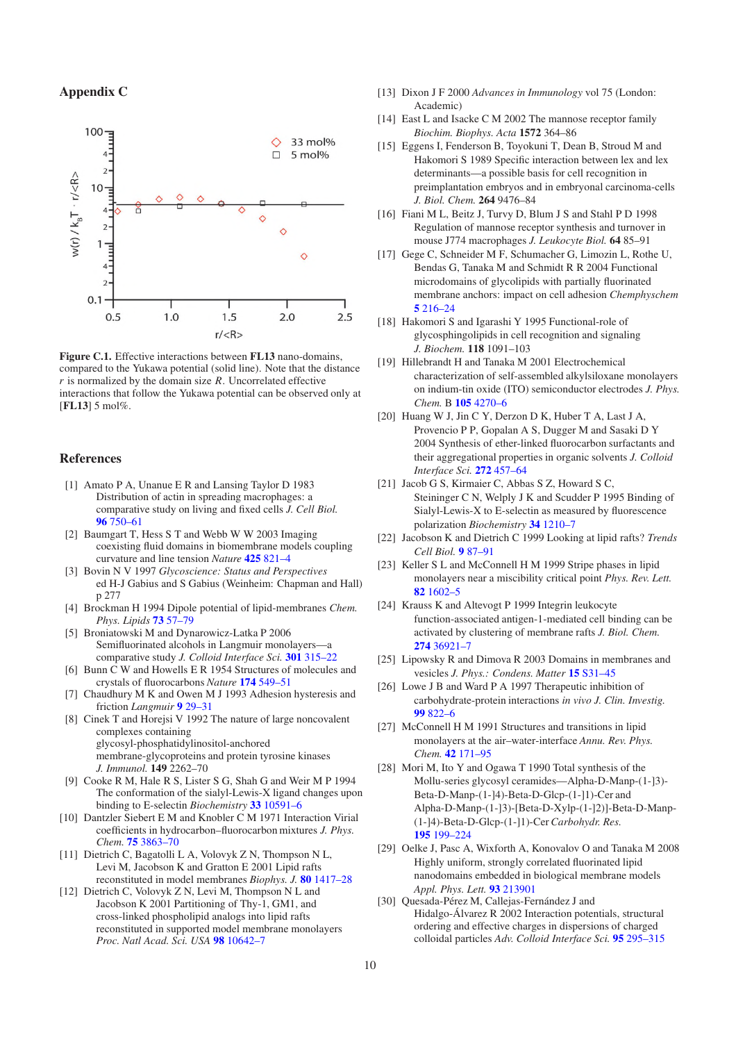## Appendix C

**Figure C.1.** Effective interactions between **FL13** nano-domains, compared to the Yukawa potential (solid line). Note that the distance $r$ is normalized by the domain size $R$. Uncorrelated effective interactions that follow the Yukawa potential can be observed only at [**FL13**] 5 mol%.

## References

[1] Amato P A, Unanue E R and Lansing Taylor D 1983 Distribution of actin in spreading macrophages: a comparative study on living and fixed cells *J. Cell Biol.* **96** 750–61

[2] Baumgart T, Hess S T and Webb W W 2003 Imaging coexisting fluid domains in biomembrane models coupling curvature and line tension *Nature* **425** 821–4

[3] Bovin N V 1997 *Glycoscience: Status and Perspectives* ed H-J Gabius and S Gabius (Weinheim: Chapman and Hall) p 277

[4] Brockman H 1994 Dipole potential of lipid-membranes *Chem. Phys. Lipids* **73** 57–79

[5] Broniatowski M and Dynarowicz-Latka P 2006 Semifluorinated alcohols in Langmuir monolayers—a comparative study *J. Colloid Interface Sci.* **301** 315–22

[6] Bunn C W and Howells E R 1954 Structures of molecules and crystals of fluorocarbons *Nature* **174** 549–51

[7] Chaudhury M K and Owen M J 1993 Adhesion hysteresis and friction *Langmuir* **9** 29–31

[8] Cinek T and Horejsi V 1992 The nature of large noncovalent complexes containing glycosyl-phosphatidylinositol-anchored membrane-glycoproteins and protein tyrosine kinases *J. Immunol.* **149** 2262–70

[9] Cooke R M, Hale R S, Lister S G, Shah G and Weir M P 1994 The conformation of the sialyl-Lewis-X ligand changes upon binding to E-selectin *Biochemistry* **33** 10591–6

[10] Dantzler Siebert E M and Knobler C M 1971 Interaction Virial coefficients in hydrocarbon–fluorocarbon mixtures *J. Phys. Chem.* **75** 3863–70

[11] Dietrich C, Bagatolli L A, Volovyk Z N, Thompson N L, Levi M, Jacobson K and Gratton E 2001 Lipid rafts reconstituted in model membranes *Biophys. J.* **80** 1417–28

[12] Dietrich C, Volovyk Z N, Levi M, Thompson N L and Jacobson K 2001 Partitioning of Thy-1, GM1, and cross-linked phospholipid analogs into lipid rafts reconstituted in supported model membrane monolayers *Proc. Natl Acad. Sci. USA* **98** 10642–7

[13] Dixon J F 2000 *Advances in Immunology* vol 75 (London: Academic)

[14] East L and Isacke C M 2002 The mannose receptor family *Biochim. Biophys. Acta* **1572** 364–86

[15] Eggens I, Fenderson B, Toyokuni T, Dean B, Stroud M and Hakomori S 1989 Specific interaction between lex and lex determinants—a possible basis for cell recognition in preimplantation embryos and in embryonal carcinoma-cells *J. Biol. Chem.* **264** 9476–84

[16] Fiani M L, Beitz J, Turvy D, Blum J S and Stahl P D 1998 Regulation of mannose receptor synthesis and turnover in mouse J774 macrophages *J. Leukocyte Biol.* **64** 85–91

[17] Gege C, Schneider M F, Schumacher G, Limozin L, Rothe U, Bendas G, Tanaka M and Schmidt R R 2004 Functional microdomains of glycolipids with partially fluorinated membrane anchors: impact on cell adhesion *Chemphyschem* **5** 216–24

[18] Hakomori S and Igarashi Y 1995 Functional-role of glycosphingolipids in cell recognition and signaling *J. Biochem.* **118** 1091–103

[19] Hillebrandt H and Tanaka M 2001 Electrochemical characterization of self-assembled alkylsiloxane monolayers on indium-tin oxide (ITO) semiconductor electrodes *J. Phys. Chem.* B **105** 4270–6

[20] Huang W J, Jin C Y, Derzon D K, Huber T A, Last J A, Provencio P P, Gopalan A S, Dugger M and Sasaki D Y 2004 Synthesis of ether-linked fluorocarbon surfactants and their aggregational properties in organic solvents *J. Colloid Interface Sci.* **272** 457–64

[21] Jacob G S, Kirmaier C, Abbas S Z, Howard S C, Steininger C N, Welply J K and Scudder P 1995 Binding of Sialyl-Lewis-X to E-selectin as measured by fluorescence polarization *Biochemistry* **34** 1210–7

[22] Jacobson K and Dietrich C 1999 Looking at lipid rafts? *Trends Cell Biol.* **9** 87–91

[23] Keller S L and McConnell H M 1999 Stripe phases in lipid monolayers near a miscibility critical point *Phys. Rev. Lett.* **82** 1602–5

[24] Krauss K and Altevogt P 1999 Integrin leukocyte function-associated antigen-1-mediated cell binding can be activated by clustering of membrane rafts *J. Biol. Chem.* **274** 36921–7

[25] Lipowsky R and Dimova R 2003 Domains in membranes and vesicles *J. Phys.: Condens. Matter* **15** S31–45

[26] Lowe J B and Ward P A 1997 Therapeutic inhibition of carbohydrate-protein interactions *in vivo J. Clin. Investig.* **99** 822–6

[27] McConnell H M 1991 Structures and transitions in lipid monolayers at the air–water-interface *Annu. Rev. Phys. Chem.* **42** 171–95

[28] Mori M, Ito Y and Ogawa T 1990 Total synthesis of the Mollu-series glycosyl ceramides—Alpha-D-Manp-(1-]3)-Beta-D-Manp-(1-]4)-Beta-D-Glcp-(1-]1)-Cer and Alpha-D-Manp-(1-]3)-[Beta-D-Xylp-(1-]2)]-Beta-D-Manp-(1-]4)-Beta-D-Glcp-(1-]1)-Cer *Carbohydr. Res.* **195** 199–224

[29] Oelke J, Pasc A, Wixforth A, Konovalov O and Tanaka M 2008 Highly uniform, strongly correlated fluorinated lipid nanodomains embedded in biological membrane models *Appl. Phys. Lett.* **93** 213901

[30] Quesada-Pérez M, Callejas-Fernández J and Hidalgo-Álvarez R 2002 Interaction potentials, structural ordering and effective charges in dispersions of charged colloidal particles *Adv. Colloid Interface Sci.* **95** 295–315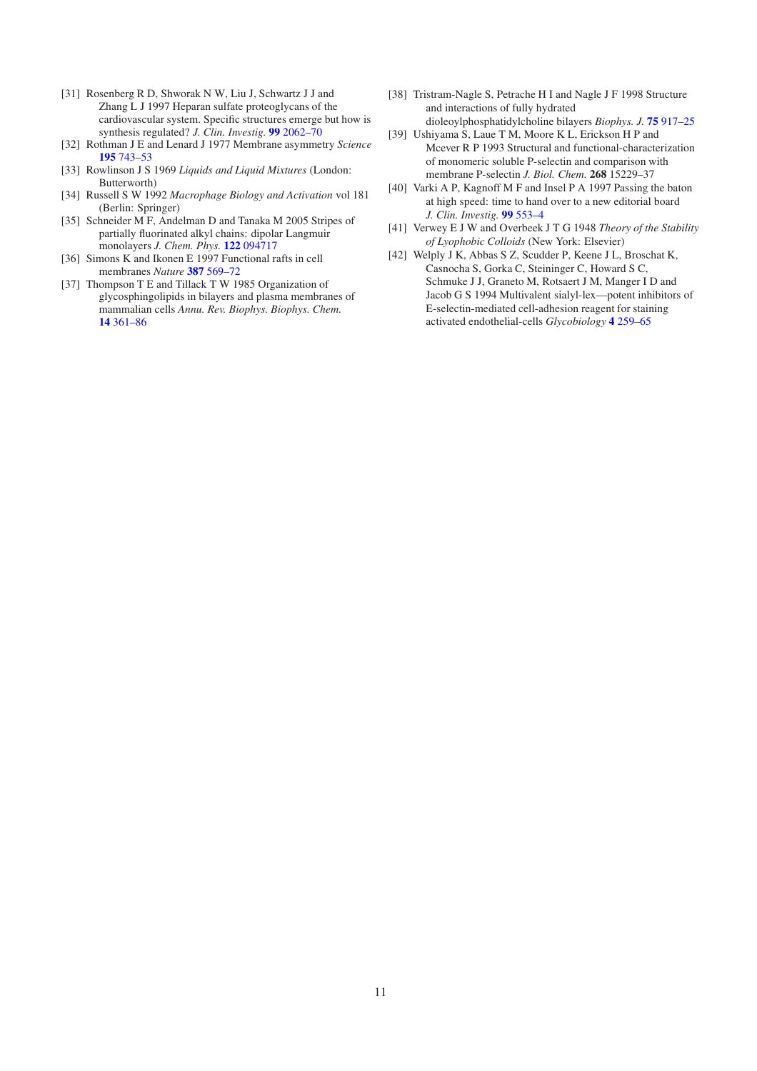[31] Rosenberg R D, Shworak N W, Liu J, Schwartz J J and Zhang L J 1997 Heparan sulfate proteoglycans of the cardiovascular system. Specific structures emerge but how is synthesis regulated? *J. Clin. Investig.* **99** 2062–70

[32] Rothman J E and Lenard J 1977 Membrane asymmetry *Science* **195** 743–53

[33] Rowlinson J S 1969 *Liquids and Liquid Mixtures* (London: Butterworth)

[34] Russell S W 1992 *Macrophage Biology and Activation* vol 181 (Berlin: Springer)

[35] Schneider M F, Andelman D and Tanaka M 2005 Stripes of partially fluorinated alkyl chains: dipolar Langmuir monolayers *J. Chem. Phys.* **122** 094717

[36] Simons K and Ikonen E 1997 Functional rafts in cell membranes *Nature* **387** 569–72

[37] Thompson T E and Tillack T W 1985 Organization of glycosphingolipids in bilayers and plasma membranes of mammalian cells *Annu. Rev. Biophys. Biophys. Chem.* **14** 361–86

[38] Tristram-Nagle S, Petrache H I and Nagle J F 1998 Structure and interactions of fully hydrated dioleoylphosphatidylcholine bilayers *Biophys. J.* **75** 917–25

[39] Ushiyama S, Laue T M, Moore K L, Erickson H P and Mcever R P 1993 Structural and functional-characterization of monomeric soluble P-selectin and comparison with membrane P-selectin *J. Biol. Chem.* **268** 15229–37

[40] Varki A P, Kagnoff M F and Insel P A 1997 Passing the baton at high speed: time to hand over to a new editorial board *J. Clin. Investig.* **99** 553–4

[41] Verwey E J W and Overbeek J T G 1948 *Theory of the Stability of Lyophobic Colloids* (New York: Elsevier)

[42] Welply J K, Abbas S Z, Scudder P, Keene J L, Broschat K, Casnocha S, Gorka C, Steininger C, Howard S C, Schmuke J J, Graneto M, Rotsaert J M, Manger I D and Jacob G S 1994 Multivalent sialyl-lex—potent inhibitors of E-selectin-mediated cell-adhesion reagent for staining activated endothelial-cells *Glycobiology* **4** 259–65